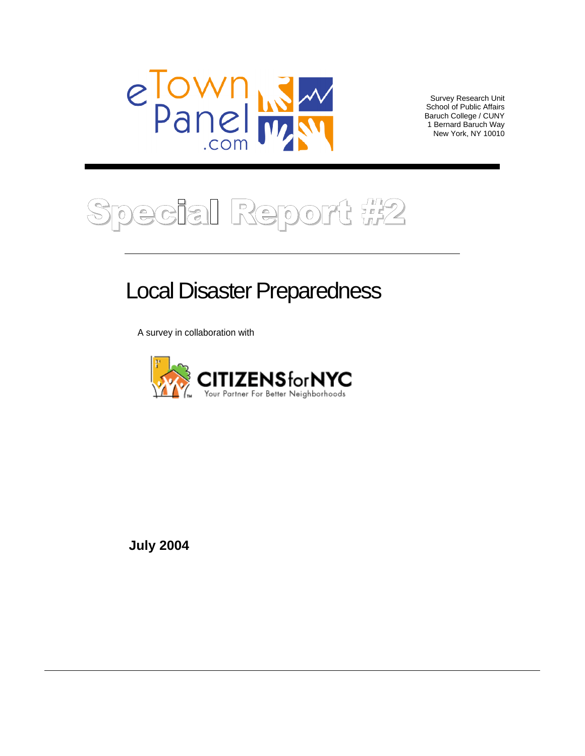eTownPanel.com

Survey Research Unit
School of Public Affairs
Baruch College / CUNY
1 Bernard Baruch Way
New York, NY 10010

# Special Report #2

## Local Disaster Preparedness

A survey in collaboration with

CITIZENS for NYC
Your Partner For Better Neighborhoods

**July 2004**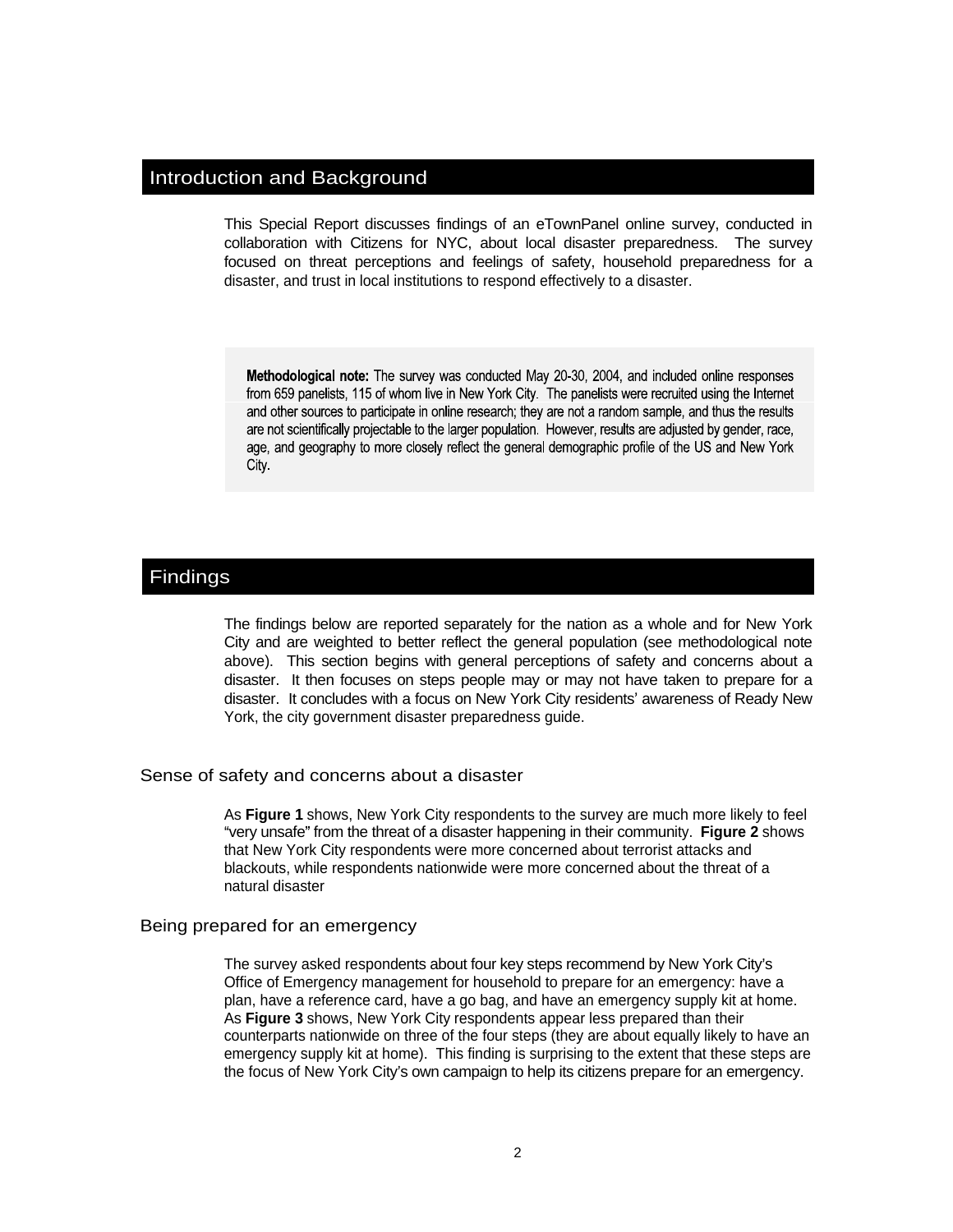## Introduction and Background

This Special Report discusses findings of an eTownPanel online survey, conducted in collaboration with Citizens for NYC, about local disaster preparedness. The survey focused on threat perceptions and feelings of safety, household preparedness for a disaster, and trust in local institutions to respond effectively to a disaster.

**Methodological note:** The survey was conducted May 20-30, 2004, and included online responses from 659 panelists, 115 of whom live in New York City. The panelists were recruited using the Internet and other sources to participate in online research; they are not a random sample, and thus the results are not scientifically projectable to the larger population. However, results are adjusted by gender, race, age, and geography to more closely reflect the general demographic profile of the US and New York City.

## Findings

The findings below are reported separately for the nation as a whole and for New York City and are weighted to better reflect the general population (see methodological note above). This section begins with general perceptions of safety and concerns about a disaster. It then focuses on steps people may or may not have taken to prepare for a disaster. It concludes with a focus on New York City residents' awareness of Ready New York, the city government disaster preparedness guide.

### Sense of safety and concerns about a disaster

As **Figure 1** shows, New York City respondents to the survey are much more likely to feel "very unsafe" from the threat of a disaster happening in their community. **Figure 2** shows that New York City respondents were more concerned about terrorist attacks and blackouts, while respondents nationwide were more concerned about the threat of a natural disaster

### Being prepared for an emergency

The survey asked respondents about four key steps recommend by New York City's Office of Emergency management for household to prepare for an emergency: have a plan, have a reference card, have a go bag, and have an emergency supply kit at home. As **Figure 3** shows, New York City respondents appear less prepared than their counterparts nationwide on three of the four steps (they are about equally likely to have an emergency supply kit at home). This finding is surprising to the extent that these steps are the focus of New York City's own campaign to help its citizens prepare for an emergency.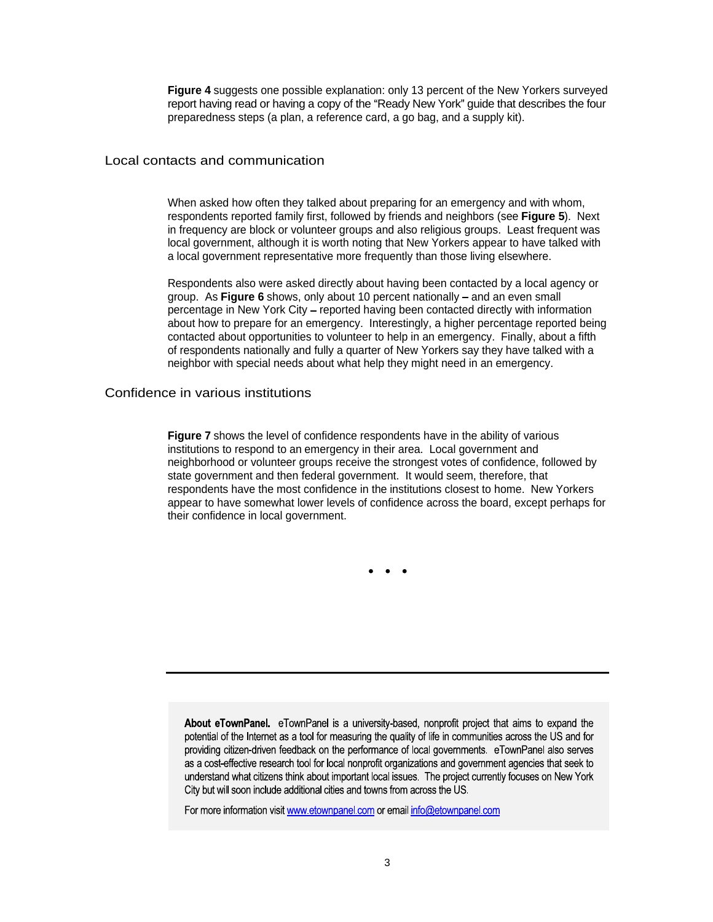**Figure 4** suggests one possible explanation: only 13 percent of the New Yorkers surveyed report having read or having a copy of the "Ready New York" guide that describes the four preparedness steps (a plan, a reference card, a go bag, and a supply kit).

## Local contacts and communication

When asked how often they talked about preparing for an emergency and with whom, respondents reported family first, followed by friends and neighbors (see **Figure 5**). Next in frequency are block or volunteer groups and also religious groups. Least frequent was local government, although it is worth noting that New Yorkers appear to have talked with a local government representative more frequently than those living elsewhere.

Respondents also were asked directly about having been contacted by a local agency or group. As **Figure 6** shows, only about 10 percent nationally – and an even small percentage in New York City – reported having been contacted directly with information about how to prepare for an emergency. Interestingly, a higher percentage reported being contacted about opportunities to volunteer to help in an emergency. Finally, about a fifth of respondents nationally and fully a quarter of New Yorkers say they have talked with a neighbor with special needs about what help they might need in an emergency.

## Confidence in various institutions

**Figure 7** shows the level of confidence respondents have in the ability of various institutions to respond to an emergency in their area. Local government and neighborhood or volunteer groups receive the strongest votes of confidence, followed by state government and then federal government. It would seem, therefore, that respondents have the most confidence in the institutions closest to home. New Yorkers appear to have somewhat lower levels of confidence across the board, except perhaps for their confidence in local government.

• • •

---

**About eTownPanel.** eTownPanel is a university-based, nonprofit project that aims to expand the potential of the Internet as a tool for measuring the quality of life in communities across the US and for providing citizen-driven feedback on the performance of local governments. eTownPanel also serves as a cost-effective research tool for local nonprofit organizations and government agencies that seek to understand what citizens think about important local issues. The project currently focuses on New York City but will soon include additional cities and towns from across the US.

For more information visit www.etownpanel.com or email info@etownpanel.com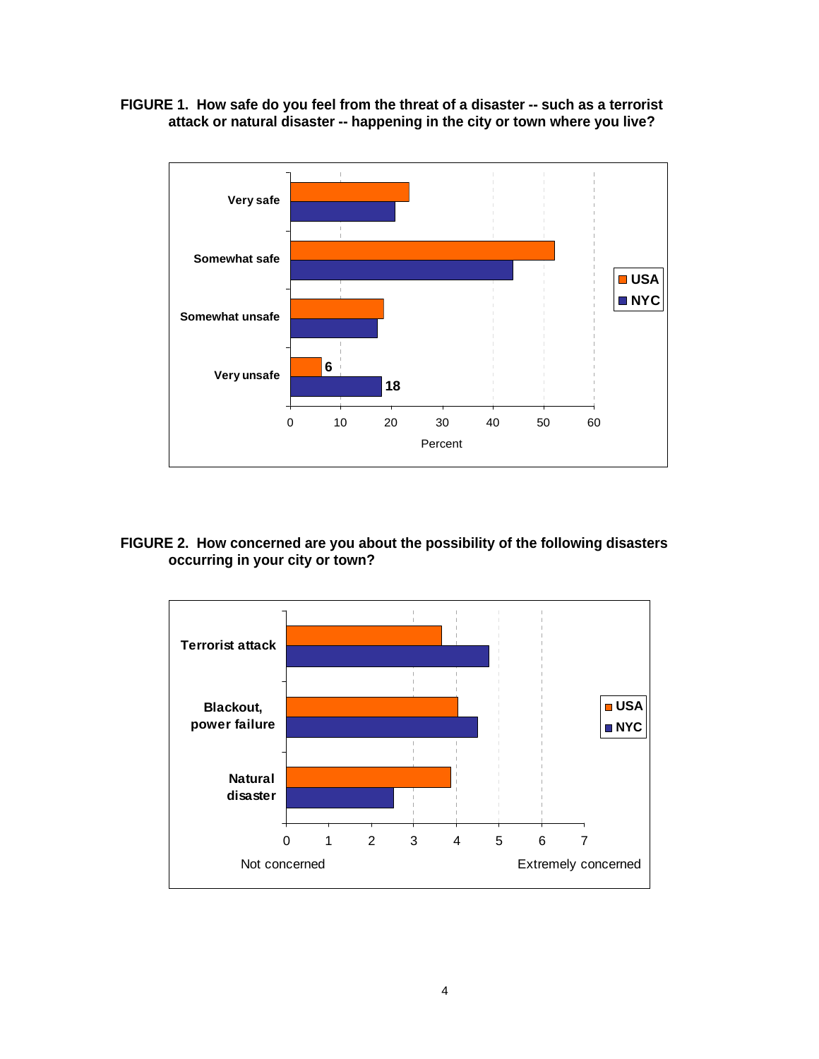**FIGURE 1. How safe do you feel from the threat of a disaster -- such as a terrorist attack or natural disaster -- happening in the city or town where you live?**

**FIGURE 2. How concerned are you about the possibility of the following disasters occurring in your city or town?**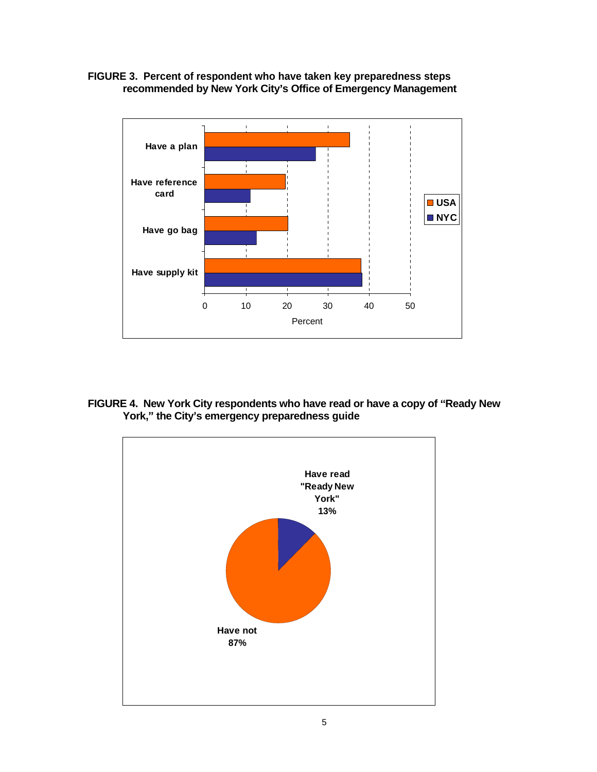**FIGURE 3. Percent of respondent who have taken key preparedness steps recommended by New York City's Office of Emergency Management**

**FIGURE 4. New York City respondents who have read or have a copy of "Ready New York," the City's emergency preparedness guide**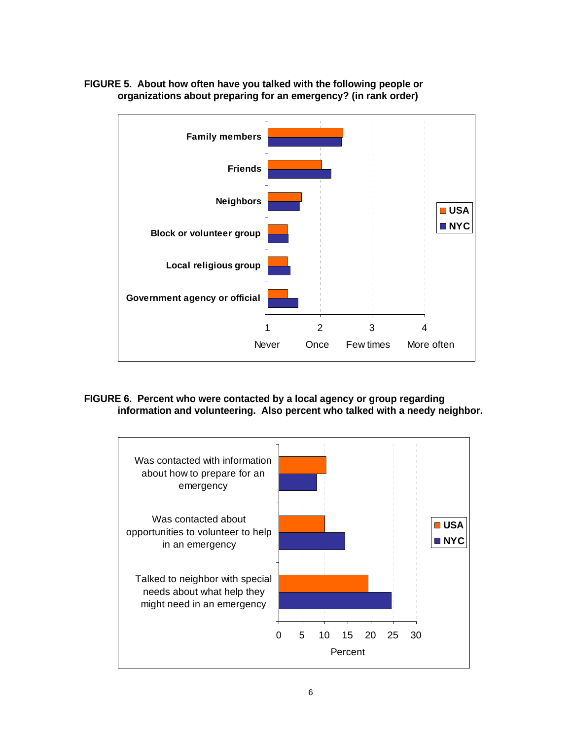**FIGURE 5. About how often have you talked with the following people or organizations about preparing for an emergency? (in rank order)**

Family members

Friends

Neighbors

Block or volunteer group

Local religious group

Government agency or official

1 Never, 2 Once, 3 Few times, 4 More often

USA, NYC

**FIGURE 6. Percent who were contacted by a local agency or group regarding information and volunteering. Also percent who talked with a needy neighbor.**

Was contacted with information about how to prepare for an emergency

Was contacted about opportunities to volunteer to help in an emergency

Talked to neighbor with special needs about what help they might need in an emergency

0, 5, 10, 15, 20, 25, 30

Percent

USA, NYC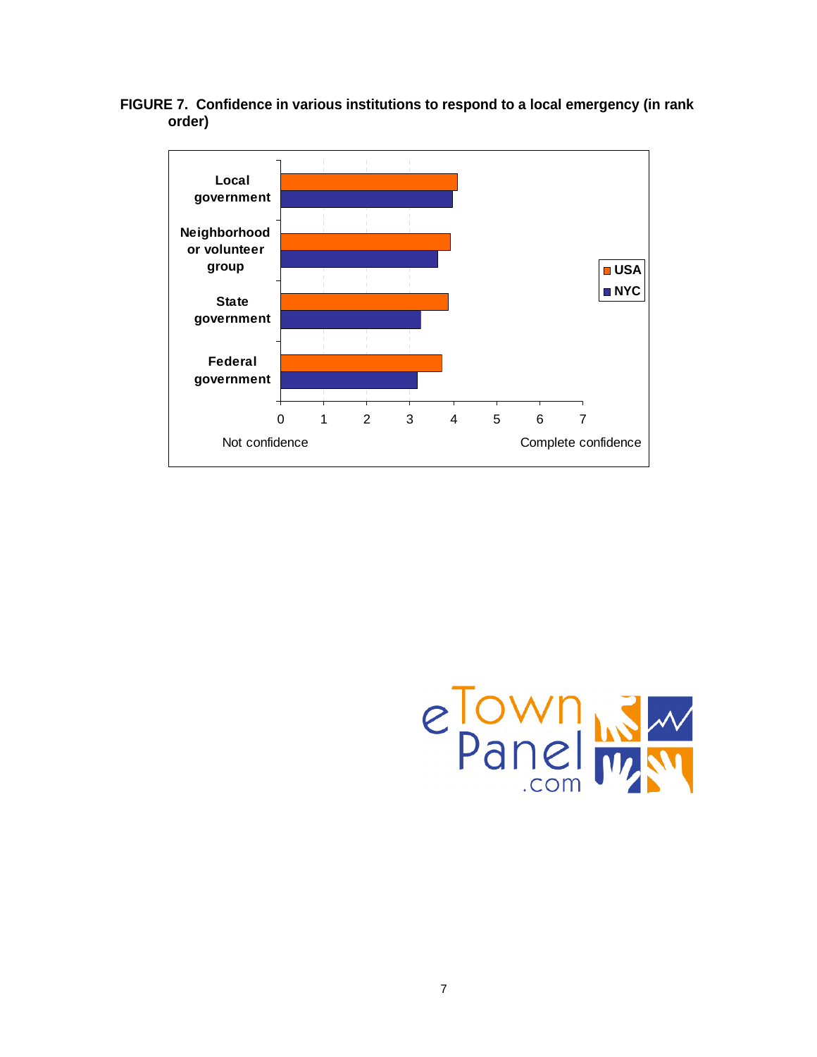**FIGURE 7. Confidence in various institutions to respond to a local emergency (in rank order)**

Local government

Neighborhood or volunteer group

State government

Federal government

USA

NYC

0 1 2 3 4 5 6 7

Not confidence

Complete confidence

eTown Panel .com